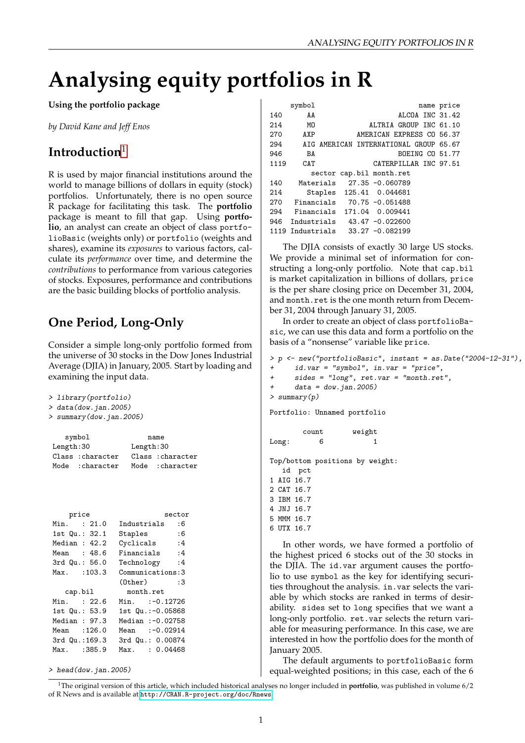# Analysing equity portfolios in R

**Using the portfolio package**

*by David Kane and Jeff Enos*

## Introduction[1]

R is used by major financial institutions around the world to manage billions of dollars in equity (stock) portfolios. Unfortunately, there is no open source R package for facilitating this task. The **portfolio** package is meant to fill that gap. Using **portfolio**, an analyst can create an object of class `portfolioBasic` (weights only) or `portfolio` (weights and shares), examine its *exposures* to various factors, calculate its *performance* over time, and determine the *contributions* to performance from various categories of stocks. Exposures, performance and contributions are the basic building blocks of portfolio analysis.

## One Period, Long-Only

Consider a simple long-only portfolio formed from the universe of 30 stocks in the Dow Jones Industrial Average (DJIA) in January, 2005. Start by loading and examining the input data.

```
> library(portfolio)
> data(dow.jan.2005)
> summary(dow.jan.2005)

    symbol              name          
 Length:30          Length:30         
 Class :character   Class :character  
 Mode  :character   Mode  :character  




     price                  sector 
 Min.   : 21.0   Industrials   :6  
 1st Qu.: 32.1   Staples       :6  
 Median : 42.2   Cyclicals     :4  
 Mean   : 48.6   Financials    :4  
 3rd Qu.: 56.0   Technology    :4  
 Max.   :103.3   Communications:3  
                 (Other)       :3  
    cap.bil        month.ret       
 Min.   : 22.6   Min.   :-0.12726  
 1st Qu.: 53.9   1st Qu.:-0.05868  
 Median : 97.3   Median :-0.02758  
 Mean   :126.0   Mean   :-0.02914  
 3rd Qu.:169.3   3rd Qu.: 0.00874  
 Max.   :385.9   Max.   : 0.04468  

> head(dow.jan.2005)

     symbol                        name price
140      AA                   ALCOA INC 31.42
214      MO           ALTRIA GROUP INC 61.10
270     AXP         AMERICAN EXPRESS CO 56.37
294     AIG AMERICAN INTERNATIONAL GROUP 65.67
946      BA                   BOEING CO 51.77
1119    CAT             CATERPILLAR INC 97.51
          sector cap.bil month.ret
140    Materials   27.35 -0.060789
214      Staples  125.41  0.044681
270   Financials   70.75 -0.051488
294   Financials  171.04  0.009441
946  Industrials   43.47 -0.022600
1119 Industrials   33.27 -0.082199
```

The DJIA consists of exactly 30 large US stocks. We provide a minimal set of information for constructing a long-only portfolio. Note that `cap.bil` is market capitalization in billions of dollars, `price` is the per share closing price on December 31, 2004, and `month.ret` is the one month return from December 31, 2004 through January 31, 2005.

In order to create an object of class `portfolioBasic`, we can use this data and form a portfolio on the basis of a "nonsense" variable like `price`.

```
> p <- new("portfolioBasic", instant = as.Date("2004-12-31"),
+     id.var = "symbol", in.var = "price",
+     sides = "long", ret.var = "month.ret",
+     data = dow.jan.2005)
> summary(p)

Portfolio: Unnamed portfolio

       count      weight
Long:      6           1

Top/bottom positions by weight:
   id  pct
1 AIG 16.7
2 CAT 16.7
3 IBM 16.7
4 JNJ 16.7
5 MMM 16.7
6 UTX 16.7
```

In other words, we have formed a portfolio of the highest priced 6 stocks out of the 30 stocks in the DJIA. The `id.var` argument causes the portfolio to use `symbol` as the key for identifying securities throughout the analysis. `in.var` selects the variable by which stocks are ranked in terms of desirability. `sides` set to `long` specifies that we want a long-only portfolio. `ret.var` selects the return variable for measuring performance. In this case, we are interested in how the portfolio does for the month of January 2005.

The default arguments to `portfolioBasic` form equal-weighted positions; in this case, each of the 6

[1] The original version of this article, which included historical analyses no longer included in **portfolio**, was published in volume 6/2 of R News and is available at http://CRAN.R-project.org/doc/Rnews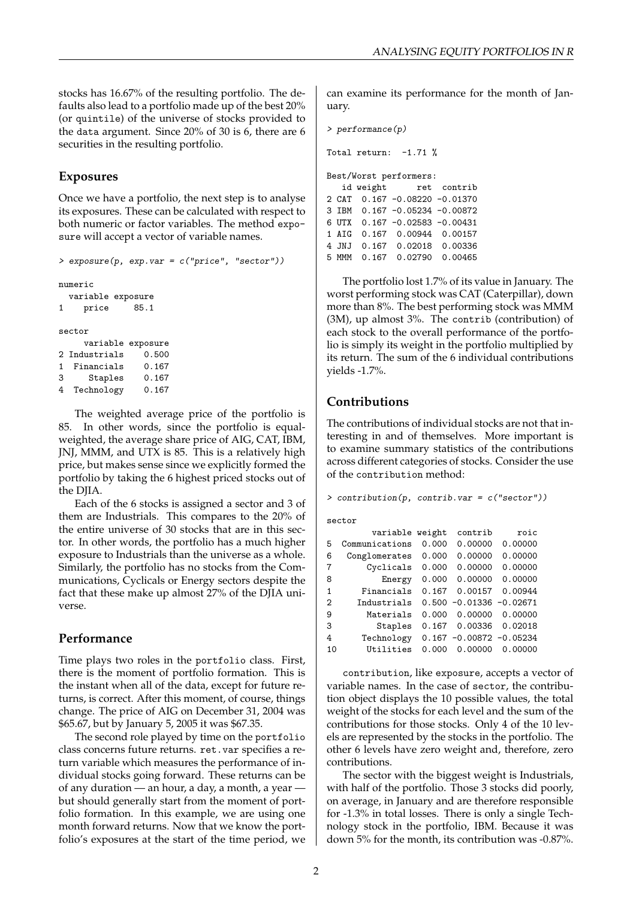stocks has 16.67% of the resulting portfolio. The defaults also lead to a portfolio made up of the best 20% (or quintile) of the universe of stocks provided to the data argument. Since 20% of 30 is 6, there are 6 securities in the resulting portfolio.

## Exposures

Once we have a portfolio, the next step is to analyse its exposures. These can be calculated with respect to both numeric or factor variables. The method exposure will accept a vector of variable names.

```
> exposure(p, exp.var = c("price", "sector"))

numeric
  variable exposure
1    price     85.1

sector
     variable exposure
2 Industrials    0.500
1  Financials    0.167
3     Staples    0.167
4  Technology    0.167
```

The weighted average price of the portfolio is 85. In other words, since the portfolio is equal-weighted, the average share price of AIG, CAT, IBM, JNJ, MMM, and UTX is 85. This is a relatively high price, but makes sense since we explicitly formed the portfolio by taking the 6 highest priced stocks out of the DJIA.

Each of the 6 stocks is assigned a sector and 3 of them are Industrials. This compares to the 20% of the entire universe of 30 stocks that are in this sector. In other words, the portfolio has a much higher exposure to Industrials than the universe as a whole. Similarly, the portfolio has no stocks from the Communications, Cyclicals or Energy sectors despite the fact that these make up almost 27% of the DJIA universe.

## Performance

Time plays two roles in the portfolio class. First, there is the moment of portfolio formation. This is the instant when all of the data, except for future returns, is correct. After this moment, of course, things change. The price of AIG on December 31, 2004 was \$65.67, but by January 5, 2005 it was \$67.35.

The second role played by time on the portfolio class concerns future returns. ret.var specifies a return variable which measures the performance of individual stocks going forward. These returns can be of any duration — an hour, a day, a month, a year — but should generally start from the moment of portfolio formation. In this example, we are using one month forward returns. Now that we know the portfolio's exposures at the start of the time period, we can examine its performance for the month of January.

```
> performance(p)

Total return:  -1.71 %

Best/Worst performers:
   id weight      ret  contrib
2 CAT  0.167 -0.08220 -0.01370
3 IBM  0.167 -0.05234 -0.00872
6 UTX  0.167 -0.02583 -0.00431
1 AIG  0.167  0.00944  0.00157
4 JNJ  0.167  0.02018  0.00336
5 MMM  0.167  0.02790  0.00465
```

The portfolio lost 1.7% of its value in January. The worst performing stock was CAT (Caterpillar), down more than 8%. The best performing stock was MMM (3M), up almost 3%. The contrib (contribution) of each stock to the overall performance of the portfolio is simply its weight in the portfolio multiplied by its return. The sum of the 6 individual contributions yields -1.7%.

## Contributions

The contributions of individual stocks are not that interesting in and of themselves. More important is to examine summary statistics of the contributions across different categories of stocks. Consider the use of the contribution method:

```
> contribution(p, contrib.var = c("sector"))

sector
         variable weight   contrib     roic
5  Communications  0.000  0.00000  0.00000
6   Conglomerates  0.000  0.00000  0.00000
7       Cyclicals  0.000  0.00000  0.00000
8          Energy  0.000  0.00000  0.00000
1      Financials  0.167  0.00157  0.00944
2     Industrials  0.500 -0.01336 -0.02671
9       Materials  0.000  0.00000  0.00000
3         Staples  0.167  0.00336  0.02018
4      Technology  0.167 -0.00872 -0.05234
10      Utilities  0.000  0.00000  0.00000
```

contribution, like exposure, accepts a vector of variable names. In the case of sector, the contribution object displays the 10 possible values, the total weight of the stocks for each level and the sum of the contributions for those stocks. Only 4 of the 10 levels are represented by the stocks in the portfolio. The other 6 levels have zero weight and, therefore, zero contributions.

The sector with the biggest weight is Industrials, with half of the portfolio. Those 3 stocks did poorly, on average, in January and are therefore responsible for -1.3% in total losses. There is only a single Technology stock in the portfolio, IBM. Because it was down 5% for the month, its contribution was -0.87%.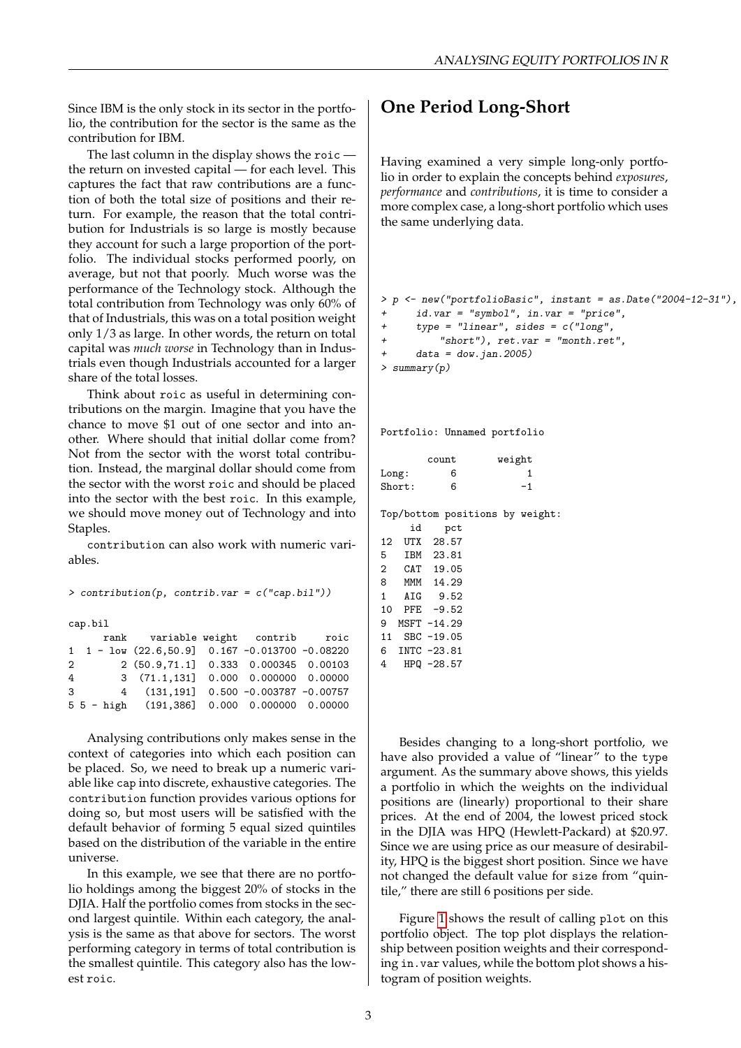Since IBM is the only stock in its sector in the portfolio, the contribution for the sector is the same as the contribution for IBM.

The last column in the display shows the `roic` — the return on invested capital — for each level. This captures the fact that raw contributions are a function of both the total size of positions and their return. For example, the reason that the total contribution for Industrials is so large is mostly because they account for such a large proportion of the portfolio. The individual stocks performed poorly, on average, but not that poorly. Much worse was the performance of the Technology stock. Although the total contribution from Technology was only 60% of that of Industrials, this was on a total position weight only 1/3 as large. In other words, the return on total capital was *much worse* in Technology than in Industrials even though Industrials accounted for a larger share of the total losses.

Think about `roic` as useful in determining contributions on the margin. Imagine that you have the chance to move $1 out of one sector and into another. Where should that initial dollar come from? Not from the sector with the worst total contribution. Instead, the marginal dollar should come from the sector with the worst `roic` and should be placed into the sector with the best `roic`. In this example, we should move money out of Technology and into Staples.

`contribution` can also work with numeric variables.

```
> contribution(p, contrib.var = c("cap.bil"))

cap.bil
       rank    variable weight    contrib     roic
1  1 - low (22.6,50.9]  0.167 -0.013700 -0.08220
2        2 (50.9,71.1]  0.333  0.000345  0.00103
4        3  (71.1,131]  0.000  0.000000  0.00000
3        4   (131,191]  0.500 -0.003787 -0.00757
5 5 - high   (191,386]  0.000  0.000000  0.00000
```

Analysing contributions only makes sense in the context of categories into which each position can be placed. So, we need to break up a numeric variable like `cap` into discrete, exhaustive categories. The `contribution` function provides various options for doing so, but most users will be satisfied with the default behavior of forming 5 equal sized quintiles based on the distribution of the variable in the entire universe.

In this example, we see that there are no portfolio holdings among the biggest 20% of stocks in the DJIA. Half the portfolio comes from stocks in the second largest quintile. Within each category, the analysis is the same as that above for sectors. The worst performing category in terms of total contribution is the smallest quintile. This category also has the lowest `roic`.

## One Period Long-Short

Having examined a very simple long-only portfolio in order to explain the concepts behind *exposures*, *performance* and *contributions*, it is time to consider a more complex case, a long-short portfolio which uses the same underlying data.

```
> p <- new("portfolioBasic", instant = as.Date("2004-12-31"),
+     id.var = "symbol", in.var = "price",
+     type = "linear", sides = c("long",
+         "short"), ret.var = "month.ret",
+     data = dow.jan.2005)
> summary(p)

Portfolio: Unnamed portfolio

       count       weight
Long:      6            1
Short:     6           -1

Top/bottom positions by weight:
     id    pct
12  UTX  28.57
5   IBM  23.81
2   CAT  19.05
8   MMM  14.29
1   AIG   9.52
10  PFE  -9.52
9  MSFT -14.29
11  SBC -19.05
6  INTC -23.81
4   HPQ -28.57
```

Besides changing to a long-short portfolio, we have also provided a value of "linear" to the `type` argument. As the summary above shows, this yields a portfolio in which the weights on the individual positions are (linearly) proportional to their share prices. At the end of 2004, the lowest priced stock in the DJIA was HPQ (Hewlett-Packard) at $20.97. Since we are using price as our measure of desirability, HPQ is the biggest short position. Since we have not changed the default value for `size` from "quintile," there are still 6 positions per side.

Figure 1 shows the result of calling `plot` on this portfolio object. The top plot displays the relationship between position weights and their corresponding `in.var` values, while the bottom plot shows a histogram of position weights.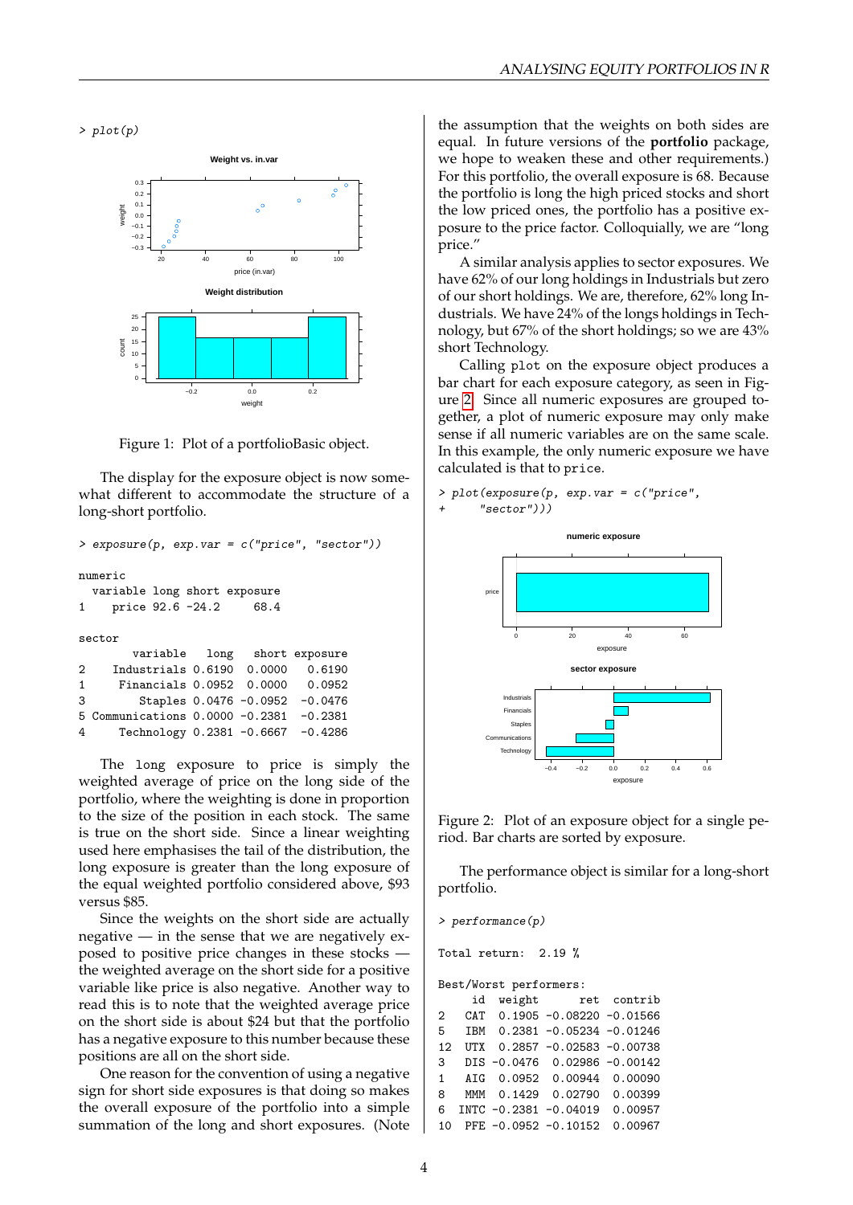```
> plot(p)
```

Figure 1: Plot of a portfolioBasic object.

The display for the exposure object is now somewhat different to accommodate the structure of a long-short portfolio.

```
> exposure(p, exp.var = c("price", "sector"))

numeric
  variable long short exposure
1    price 92.6 -24.2     68.4

sector
         variable   long   short exposure
2     Industrials 0.6190  0.0000   0.6190
1      Financials 0.0952  0.0000   0.0952
3         Staples 0.0476 -0.0952  -0.0476
5  Communications 0.0000 -0.2381  -0.2381
4      Technology 0.2381 -0.6667  -0.4286
```

The long exposure to price is simply the weighted average of price on the long side of the portfolio, where the weighting is done in proportion to the size of the position in each stock. The same is true on the short side. Since a linear weighting used here emphasises the tail of the distribution, the long exposure is greater than the long exposure of the equal weighted portfolio considered above, $93 versus $85.

Since the weights on the short side are actually negative — in the sense that we are negatively exposed to positive price changes in these stocks — the weighted average on the short side for a positive variable like price is also negative. Another way to read this is to note that the weighted average price on the short side is about $24 but that the portfolio has a negative exposure to this number because these positions are all on the short side.

One reason for the convention of using a negative sign for short side exposures is that doing so makes the overall exposure of the portfolio into a simple summation of the long and short exposures. (Note the assumption that the weights on both sides are equal. In future versions of the **portfolio** package, we hope to weaken these and other requirements.) For this portfolio, the overall exposure is 68. Because the portfolio is long the high priced stocks and short the low priced ones, the portfolio has a positive exposure to the price factor. Colloquially, we are "long price."

A similar analysis applies to sector exposures. We have 62% of our long holdings in Industrials but zero of our short holdings. We are, therefore, 62% long Industrials. We have 24% of the longs holdings in Technology, but 67% of the short holdings; so we are 43% short Technology.

Calling `plot` on the exposure object produces a bar chart for each exposure category, as seen in Figure 2. Since all numeric exposures are grouped together, a plot of numeric exposure may only make sense if all numeric variables are on the same scale. In this example, the only numeric exposure we have calculated is that to `price`.

```
> plot(exposure(p, exp.var = c("price",
+      "sector")))
```

Figure 2: Plot of an exposure object for a single period. Bar charts are sorted by exposure.

The performance object is similar for a long-short portfolio.

```
> performance(p)

Total return:  2.19 %

Best/Worst performers:
     id  weight      ret   contrib
2   CAT  0.1905 -0.08220 -0.01566
5   IBM  0.2381 -0.05234 -0.01246
12  UTX  0.2857 -0.02583 -0.00738
3   DIS -0.0476  0.02986 -0.00142
1   AIG  0.0952  0.00944  0.00090
8   MMM  0.1429  0.02790  0.00399
6  INTC -0.2381 -0.04019  0.00957
10  PFE -0.0952 -0.10152  0.00967
```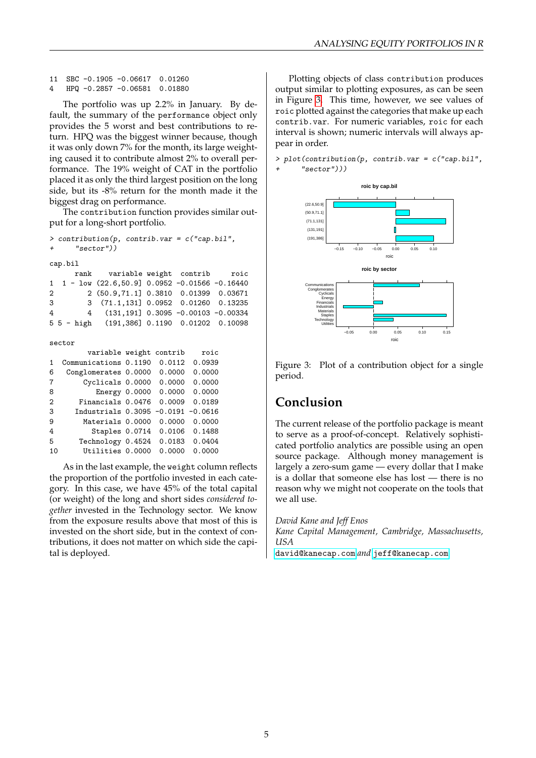```
11  SBC -0.1905 -0.06617  0.01260
4   HPQ -0.2857 -0.06581  0.01880
```

The portfolio was up 2.2% in January. By default, the summary of the performance object only provides the 5 worst and best contributions to return. HPQ was the biggest winner because, though it was only down 7% for the month, its large weighting caused it to contribute almost 2% to overall performance. The 19% weight of CAT in the portfolio placed it as only the third largest position on the long side, but its -8% return for the month made it the biggest drag on performance.

The contribution function provides similar output for a long-short portfolio.

```
> contribution(p, contrib.var = c("cap.bil",
+     "sector"))

cap.bil
     rank    variable weight  contrib     roic
1  1 - low (22.6,50.9] 0.0952 -0.01566 -0.16440
2        2 (50.9,71.1] 0.3810  0.01399  0.03671
3        3  (71.1,131] 0.0952  0.01260  0.13235
4        4   (131,191] 0.3095 -0.00103 -0.00334
5 5 - high   (191,386] 0.1190  0.01202  0.10098

sector
         variable weight contrib    roic
1  Communications 0.1190  0.0112  0.0939
6   Conglomerates 0.0000  0.0000  0.0000
7       Cyclicals 0.0000  0.0000  0.0000
8          Energy 0.0000  0.0000  0.0000
2      Financials 0.0476  0.0009  0.0189
3     Industrials 0.3095 -0.0191 -0.0616
9       Materials 0.0000  0.0000  0.0000
4         Staples 0.0714  0.0106  0.1488
5      Technology 0.4524  0.0183  0.0404
10      Utilities 0.0000  0.0000  0.0000
```

As in the last example, the weight column reflects the proportion of the portfolio invested in each category. In this case, we have 45% of the total capital (or weight) of the long and short sides *considered together* invested in the Technology sector. We know from the exposure results above that most of this is invested on the short side, but in the context of contributions, it does not matter on which side the capital is deployed.

Plotting objects of class contribution produces output similar to plotting exposures, as can be seen in Figure 3. This time, however, we see values of roic plotted against the categories that make up each contrib.var. For numeric variables, roic for each interval is shown; numeric intervals will always appear in order.

```
> plot(contribution(p, contrib.var = c("cap.bil",
+     "sector")))
```

roic by cap.bil

(22.6,50.9]
(50.9,71.1]
(71.1,131]
(131,191]
(191,386]

−0.15 −0.10 −0.05 0.00 0.05 0.10

roic

roic by sector

Communications
Conglomerates
Cyclicals
Energy
Financials
Industrials
Materials
Staples
Technology
Utilities

−0.05 0.00 0.05 0.10 0.15

roic

Figure 3: Plot of a contribution object for a single period.

## Conclusion

The current release of the portfolio package is meant to serve as a proof-of-concept. Relatively sophisticated portfolio analytics are possible using an open source package. Although money management is largely a zero-sum game — every dollar that I make is a dollar that someone else has lost — there is no reason why we might not cooperate on the tools that we all use.

*David Kane and Jeff Enos*
*Kane Capital Management, Cambridge, Massachusetts, USA*
david@kanecap.com *and* jeff@kanecap.com